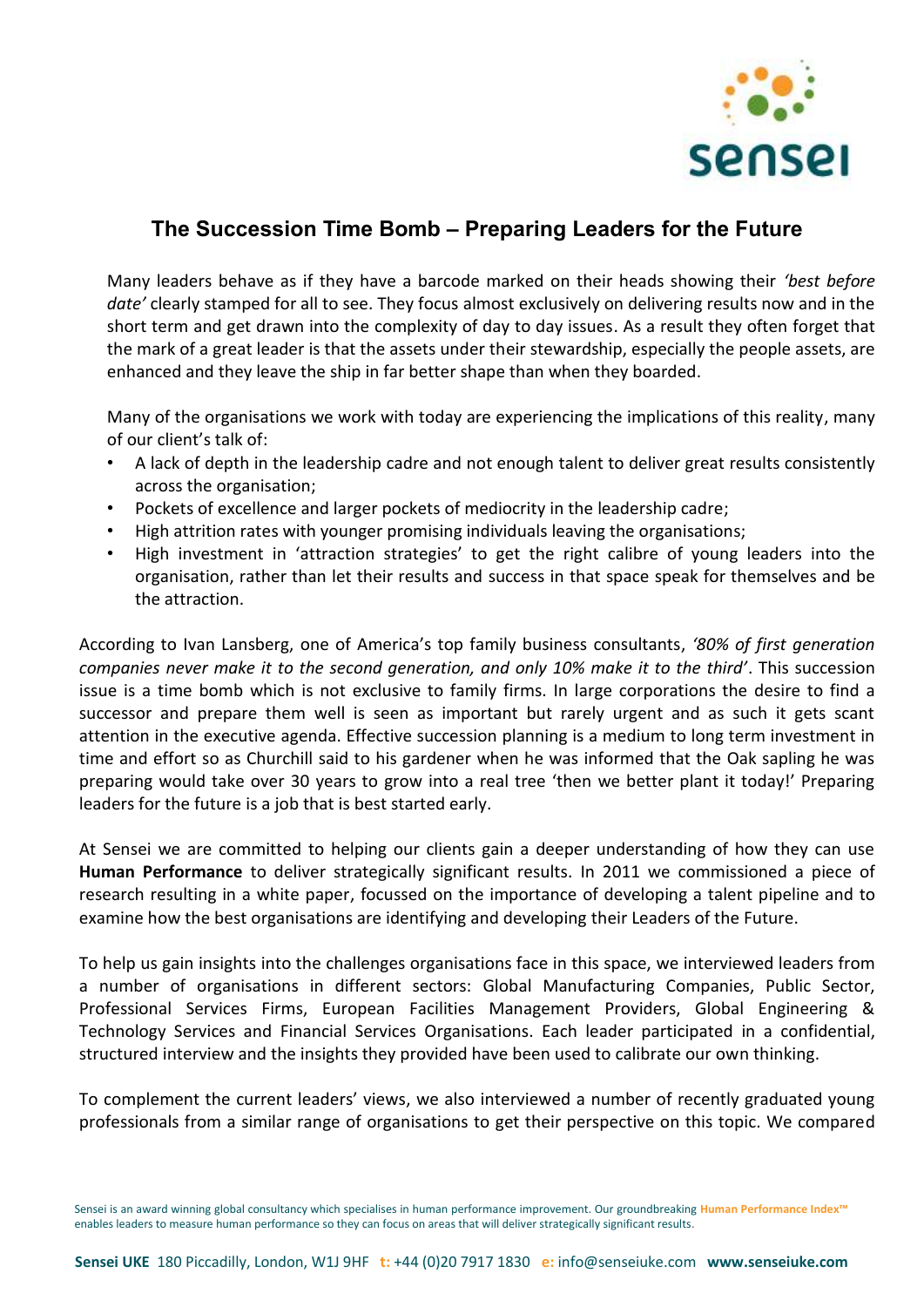# The Succession Time Bomb – Preparing Leaders for the Future

Many leaders behave as if they have a barcode marked on their heads showing their *'best before date'* clearly stamped for all to see. They focus almost exclusively on delivering results now and in the short term and get drawn into the complexity of day to day issues. As a result they often forget that the mark of a great leader is that the assets under their stewardship, especially the people assets, are enhanced and they leave the ship in far better shape than when they boarded.

Many of the organisations we work with today are experiencing the implications of this reality, many of our client's talk of:

- A lack of depth in the leadership cadre and not enough talent to deliver great results consistently across the organisation;
- Pockets of excellence and larger pockets of mediocrity in the leadership cadre;
- High attrition rates with younger promising individuals leaving the organisations;
- High investment in 'attraction strategies' to get the right calibre of young leaders into the organisation, rather than let their results and success in that space speak for themselves and be the attraction.

According to Ivan Lansberg, one of America's top family business consultants, *'80% of first generation companies never make it to the second generation, and only 10% make it to the third'*. This succession issue is a time bomb which is not exclusive to family firms. In large corporations the desire to find a successor and prepare them well is seen as important but rarely urgent and as such it gets scant attention in the executive agenda. Effective succession planning is a medium to long term investment in time and effort so as Churchill said to his gardener when he was informed that the Oak sapling he was preparing would take over 30 years to grow into a real tree 'then we better plant it today!' Preparing leaders for the future is a job that is best started early.

At Sensei we are committed to helping our clients gain a deeper understanding of how they can use **Human Performance** to deliver strategically significant results. In 2011 we commissioned a piece of research resulting in a white paper, focussed on the importance of developing a talent pipeline and to examine how the best organisations are identifying and developing their Leaders of the Future.

To help us gain insights into the challenges organisations face in this space, we interviewed leaders from a number of organisations in different sectors: Global Manufacturing Companies, Public Sector, Professional Services Firms, European Facilities Management Providers, Global Engineering & Technology Services and Financial Services Organisations. Each leader participated in a confidential, structured interview and the insights they provided have been used to calibrate our own thinking.

To complement the current leaders' views, we also interviewed a number of recently graduated young professionals from a similar range of organisations to get their perspective on this topic. We compared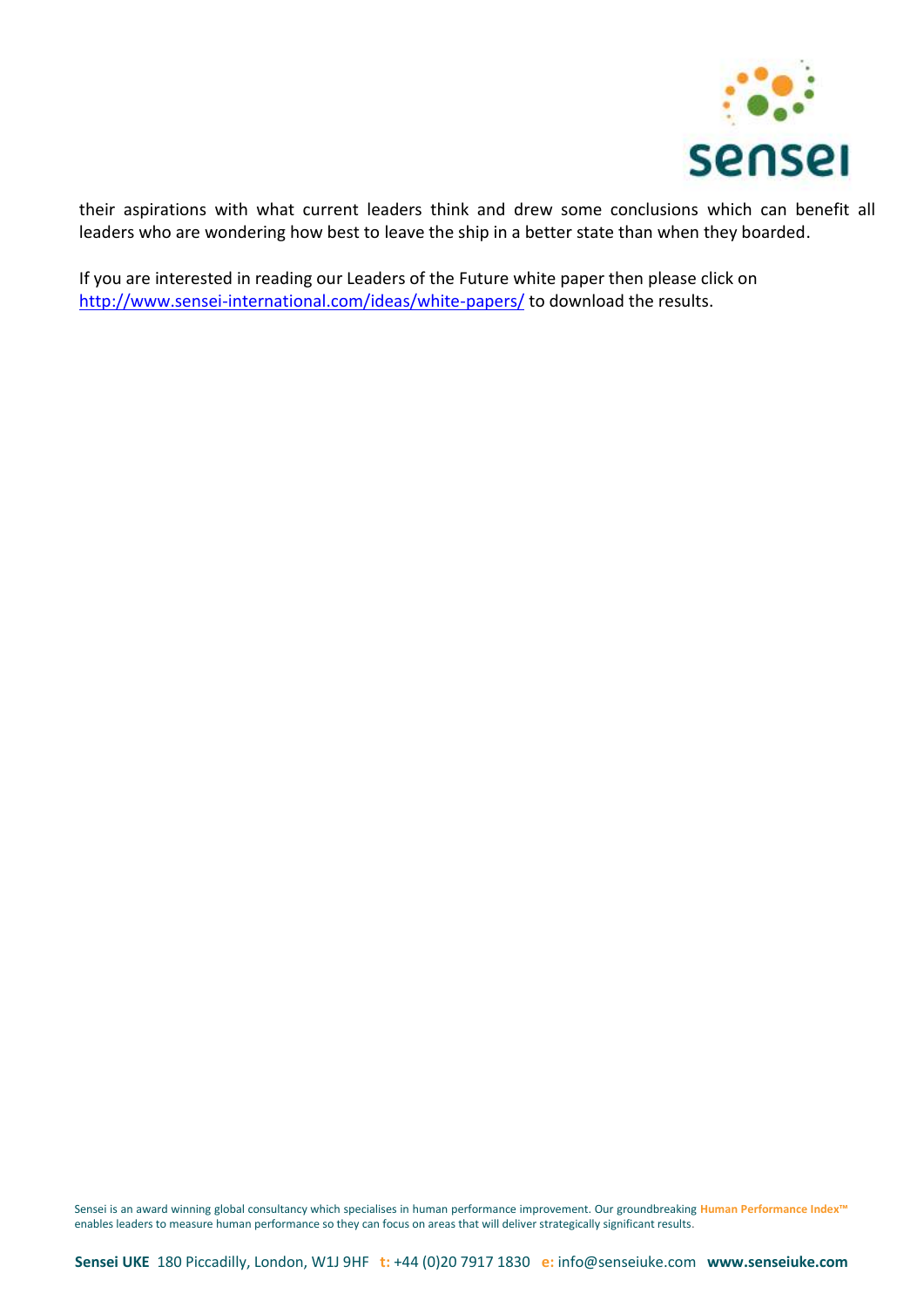their aspirations with what current leaders think and drew some conclusions which can benefit all leaders who are wondering how best to leave the ship in a better state than when they boarded.

If you are interested in reading our Leaders of the Future white paper then please click on [http://www.sensei-international.com/ideas/white-papers/](http://www.sensei-international.com/ideas/white-papers/) to download the results.

Sensei is an award winning global consultancy which specialises in human performance improvement. Our groundbreaking **Human Performance Index™** enables leaders to measure human performance so they can focus on areas that will deliver strategically significant results.

**Sensei UKE** 180 Piccadilly, London, W1J 9HF **t:** +44 (0)20 7917 1830 **e:** info@senseiuke.com **www.senseiuke.com**